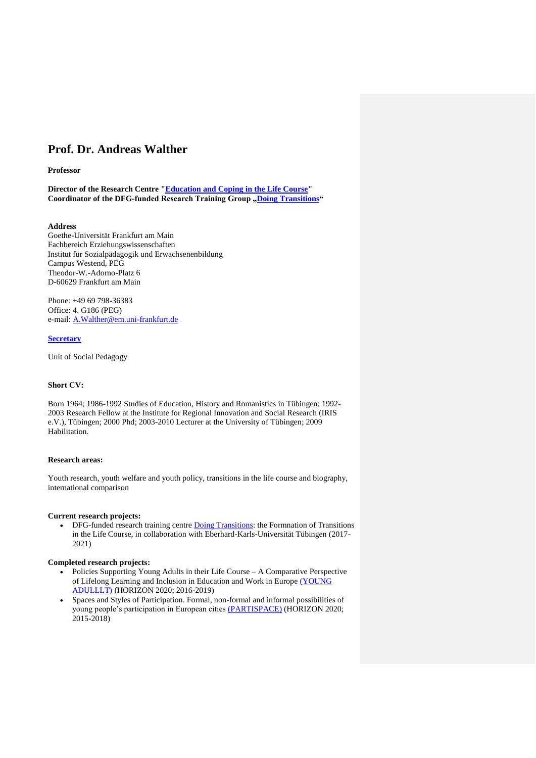# Prof. Dr. Andreas Walther

**Professor**

**Director of the Research Centre "Education and Coping in the Life Course"**
**Coordinator of the DFG-funded Research Training Group „Doing Transitions"**

**Address**
Goethe-Universität Frankfurt am Main
Fachbereich Erziehungswissenschaften
Institut für Sozialpädagogik und Erwachsenenbildung
Campus Westend, PEG
Theodor-W.-Adorno-Platz 6
D-60629 Frankfurt am Main

Phone: +49 69 798-36383
Office: 4. G186 (PEG)
e-mail: A.Walther@em.uni-frankfurt.de

**Secretary**

Unit of Social Pedagogy

**Short CV:**

Born 1964; 1986-1992 Studies of Education, History and Romanistics in Tübingen; 1992-2003 Research Fellow at the Institute for Regional Innovation and Social Research (IRIS e.V.), Tübingen; 2000 Phd; 2003-2010 Lecturer at the University of Tübingen; 2009 Habilitation.

**Research areas:**

Youth research, youth welfare and youth policy, transitions in the life course and biography, international comparison

**Current research projects:**

- DFG-funded research training centre Doing Transitions: the Formnation of Transitions in the Life Course, in collaboration with Eberhard-Karls-Universität Tübingen (2017-2021)

**Completed research projects:**

- Policies Supporting Young Adults in their Life Course – A Comparative Perspective of Lifelong Learning and Inclusion in Education and Work in Europe (YOUNG ADULLLT) (HORIZON 2020; 2016-2019)
- Spaces and Styles of Participation. Formal, non-formal and informal possibilities of young people's participation in European cities (PARTISPACE) (HORIZON 2020; 2015-2018)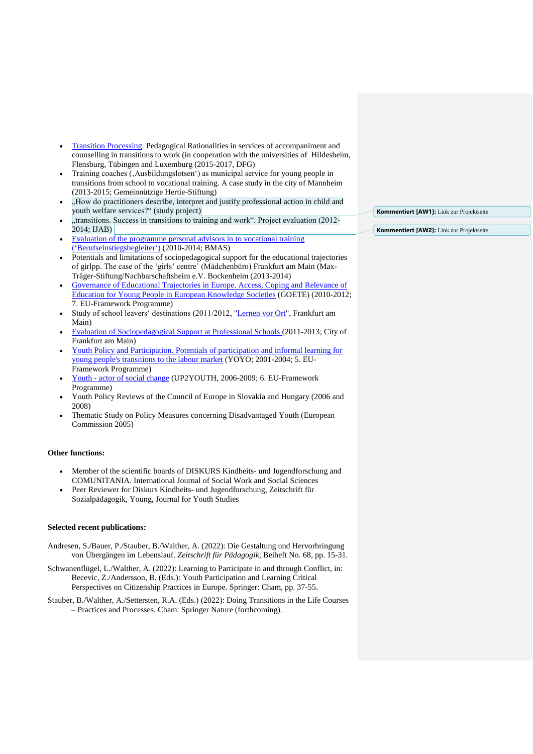- Transition Processing. Pedagogical Rationalities in services of accompaniment and counselling in transitions to work (in cooperation with the universities of Hildesheim, Flensburg, Tübingen and Luxemburg (2015-2017, DFG)
- Training coaches (‚Ausbildungslotsen‘) as municipal service for young people in transitions from school to vocational training. A case study in the city of Mannheim (2013-2015; Gemeinnützige Hertie-Stiftung)
- „How do practitioners describe, interpret and justify professional action in child and youth welfare services?“ (study project)
- „transitions. Success in transitions to training and work“. Project evaluation (2012-2014; IJAB)
- Evaluation of the programme personal advisors in to vocational training (‘Berufseinstiegsbegleiter‘) (2010-2014; BMAS)
- Potentials and limitations of sociopedagogical support for the educational trajectories of girlpp. The case of the ‘girls’ centre’ (Mädchenbüro) Frankfurt am Main (Max-Träger-Stiftung/Nachbarschaftsheim e.V. Bockenheim (2013-2014)
- Governance of Educational Trajectories in Europe. Access, Coping and Relevance of Education for Young People in European Knowledge Societies (GOETE) (2010-2012; 7. EU-Framework Programme)
- Study of school leavers‘ destinations (2011/2012, "Lernen vor Ort", Frankfurt am Main)
- Evaluation of Sociopedagogical Support at Professional Schools (2011-2013; City of Frankfurt am Main)
- Youth Policy and Participation. Potentials of participation and informal learning for young people's transitions to the labour market (YOYO; 2001-2004; 5. EU-Framework Programme)
- Youth - actor of social change (UP2YOUTH, 2006-2009; 6. EU-Framework Programme)
- Youth Policy Reviews of the Council of Europe in Slovakia and Hungary (2006 and 2008)
- Thematic Study on Policy Measures concerning Disadvantaged Youth (European Commission 2005)

Kommentiert [AW1]: Link zur Projektseite

Kommentiert [AW2]: Link zur Projektseite

**Other functions:**

- Member of the scientific boards of DISKURS Kindheits- und Jugendforschung and COMUNITANIA. International Journal of Social Work and Social Sciences
- Peer Reviewer for Diskurs Kindheits- und Jugendforschung, Zeitschrift für Sozialpädagogik, Young, Journal for Youth Studies

**Selected recent publications:**

Andresen, S./Bauer, P./Stauber, B./Walther, A. (2022): Die Gestaltung und Hervorbringung von Übergängen im Lebenslauf. *Zeitschrift für Pädagogik*, Beiheft No. 68, pp. 15-31.

Schwanenflügel, L./Walther, A. (2022): Learning to Participate in and through Conflict, in: Becevic, Z./Andersson, B. (Eds.): Youth Participation and Learning Critical Perspectives on Citizenship Practices in Europe. Springer: Cham, pp. 37-55.

Stauber, B./Walther, A./Settersten, R.A. (Eds.) (2022): Doing Transitions in the Life Courses – Practices and Processes. Cham: Springer Nature (forthcoming).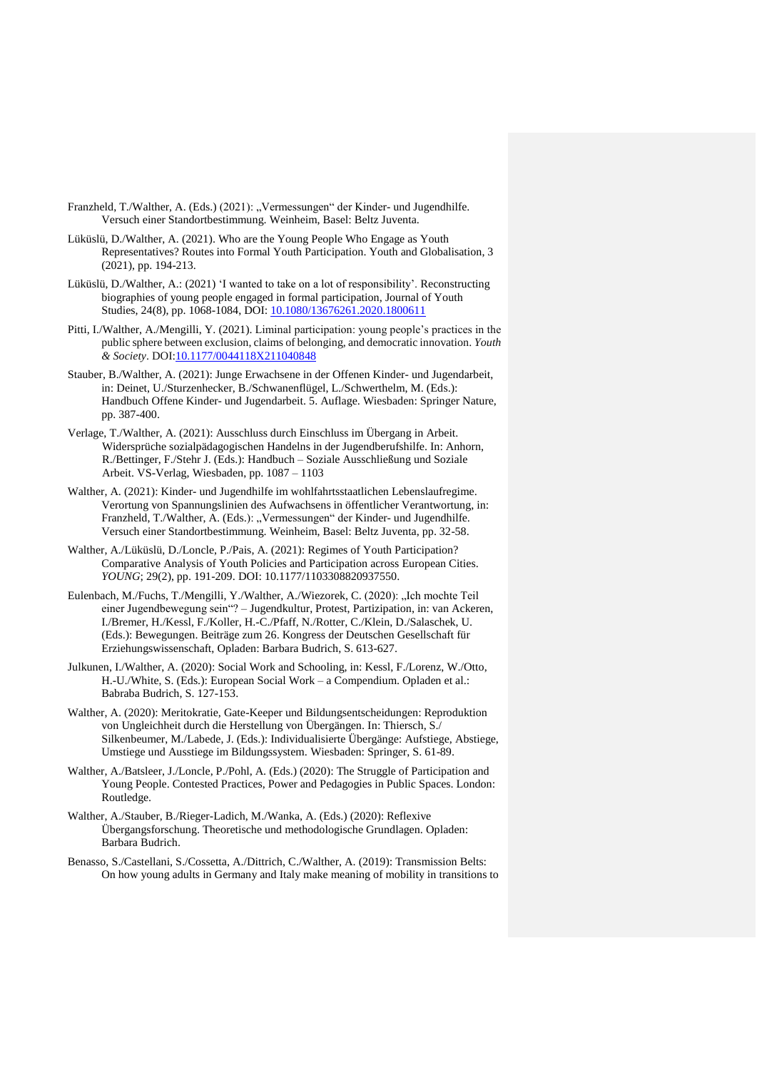Franzheld, T./Walther, A. (Eds.) (2021): „Vermessungen“ der Kinder- und Jugendhilfe. Versuch einer Standortbestimmung. Weinheim, Basel: Beltz Juventa.

Lüküslü, D./Walther, A. (2021). Who are the Young People Who Engage as Youth Representatives? Routes into Formal Youth Participation. Youth and Globalisation, 3 (2021), pp. 194-213.

Lüküslü, D./Walther, A.: (2021) ‘I wanted to take on a lot of responsibility’. Reconstructing biographies of young people engaged in formal participation, Journal of Youth Studies, 24(8), pp. 1068-1084, DOI: 10.1080/13676261.2020.1800611

Pitti, I./Walther, A./Mengilli, Y. (2021). Liminal participation: young people’s practices in the public sphere between exclusion, claims of belonging, and democratic innovation. *Youth & Society*. DOI:10.1177/0044118X211040848

Stauber, B./Walther, A. (2021): Junge Erwachsene in der Offenen Kinder- und Jugendarbeit, in: Deinet, U./Sturzenhecker, B./Schwanenflügel, L./Schwerthelm, M. (Eds.): Handbuch Offene Kinder- und Jugendarbeit. 5. Auflage. Wiesbaden: Springer Nature, pp. 387-400.

Verlage, T./Walther, A. (2021): Ausschluss durch Einschluss im Übergang in Arbeit. Widersprüche sozialpädagogischen Handelns in der Jugendberufshilfe. In: Anhorn, R./Bettinger, F./Stehr J. (Eds.): Handbuch – Soziale Ausschließung und Soziale Arbeit. VS-Verlag, Wiesbaden, pp. 1087 – 1103

Walther, A. (2021): Kinder- und Jugendhilfe im wohlfahrtsstaatlichen Lebenslaufregime. Verortung von Spannungslinien des Aufwachsens in öffentlicher Verantwortung, in: Franzheld, T./Walther, A. (Eds.): „Vermessungen“ der Kinder- und Jugendhilfe. Versuch einer Standortbestimmung. Weinheim, Basel: Beltz Juventa, pp. 32-58.

Walther, A./Lüküslü, D./Loncle, P./Pais, A. (2021): Regimes of Youth Participation? Comparative Analysis of Youth Policies and Participation across European Cities. *YOUNG*; 29(2), pp. 191-209. DOI: 10.1177/1103308820937550.

Eulenbach, M./Fuchs, T./Mengilli, Y./Walther, A./Wiezorek, C. (2020): „Ich mochte Teil einer Jugendbewegung sein“? – Jugendkultur, Protest, Partizipation, in: van Ackeren, I./Bremer, H./Kessl, F./Koller, H.-C./Pfaff, N./Rotter, C./Klein, D./Salaschek, U. (Eds.): Bewegungen. Beiträge zum 26. Kongress der Deutschen Gesellschaft für Erziehungswissenschaft, Opladen: Barbara Budrich, S. 613-627.

Julkunen, I./Walther, A. (2020): Social Work and Schooling, in: Kessl, F./Lorenz, W./Otto, H.-U./White, S. (Eds.): European Social Work – a Compendium. Opladen et al.: Babraba Budrich, S. 127-153.

Walther, A. (2020): Meritokratie, Gate-Keeper und Bildungsentscheidungen: Reproduktion von Ungleichheit durch die Herstellung von Übergängen. In: Thiersch, S./ Silkenbeumer, M./Labede, J. (Eds.): Individualisierte Übergänge: Aufstiege, Abstiege, Umstiege und Ausstiege im Bildungssystem. Wiesbaden: Springer, S. 61-89.

Walther, A./Batsleer, J./Loncle, P./Pohl, A. (Eds.) (2020): The Struggle of Participation and Young People. Contested Practices, Power and Pedagogies in Public Spaces. London: Routledge.

Walther, A./Stauber, B./Rieger-Ladich, M./Wanka, A. (Eds.) (2020): Reflexive Übergangsforschung. Theoretische und methodologische Grundlagen. Opladen: Barbara Budrich.

Benasso, S./Castellani, S./Cossetta, A./Dittrich, C./Walther, A. (2019): Transmission Belts: On how young adults in Germany and Italy make meaning of mobility in transitions to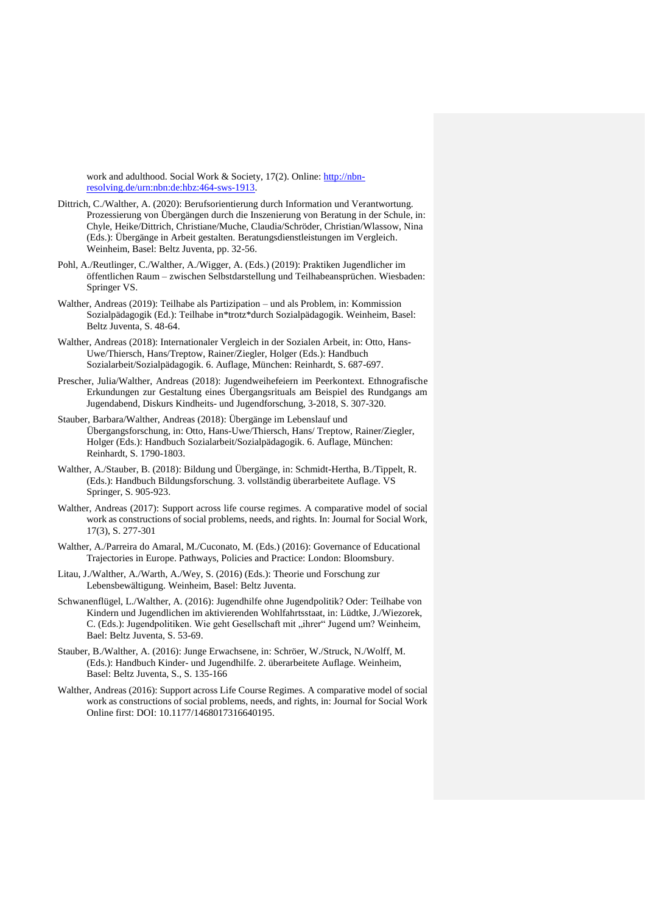work and adulthood. Social Work & Society, 17(2). Online: http://nbn-resolving.de/urn:nbn:de:hbz:464-sws-1913.

Dittrich, C./Walther, A. (2020): Berufsorientierung durch Information und Verantwortung. Prozessierung von Übergängen durch die Inszenierung von Beratung in der Schule, in: Chyle, Heike/Dittrich, Christiane/Muche, Claudia/Schröder, Christian/Wlassow, Nina (Eds.): Übergänge in Arbeit gestalten. Beratungsdienstleistungen im Vergleich. Weinheim, Basel: Beltz Juventa, pp. 32-56.

Pohl, A./Reutlinger, C./Walther, A./Wigger, A. (Eds.) (2019): Praktiken Jugendlicher im öffentlichen Raum – zwischen Selbstdarstellung und Teilhabeansprüchen. Wiesbaden: Springer VS.

Walther, Andreas (2019): Teilhabe als Partizipation – und als Problem, in: Kommission Sozialpädagogik (Ed.): Teilhabe in*trotz*durch Sozialpädagogik. Weinheim, Basel: Beltz Juventa, S. 48-64.

Walther, Andreas (2018): Internationaler Vergleich in der Sozialen Arbeit, in: Otto, Hans-Uwe/Thiersch, Hans/Treptow, Rainer/Ziegler, Holger (Eds.): Handbuch Sozialarbeit/Sozialpädagogik. 6. Auflage, München: Reinhardt, S. 687-697.

Prescher, Julia/Walther, Andreas (2018): Jugendweihefeiern im Peerkontext. Ethnografische Erkundungen zur Gestaltung eines Übergangsrituals am Beispiel des Rundgangs am Jugendabend, Diskurs Kindheits- und Jugendforschung, 3-2018, S. 307-320.

Stauber, Barbara/Walther, Andreas (2018): Übergänge im Lebenslauf und Übergangsforschung, in: Otto, Hans-Uwe/Thiersch, Hans/ Treptow, Rainer/Ziegler, Holger (Eds.): Handbuch Sozialarbeit/Sozialpädagogik. 6. Auflage, München: Reinhardt, S. 1790-1803.

Walther, A./Stauber, B. (2018): Bildung und Übergänge, in: Schmidt-Hertha, B./Tippelt, R. (Eds.): Handbuch Bildungsforschung. 3. vollständig überarbeitete Auflage. VS Springer, S. 905-923.

Walther, Andreas (2017): Support across life course regimes. A comparative model of social work as constructions of social problems, needs, and rights. In: Journal for Social Work, 17(3), S. 277-301

Walther, A./Parreira do Amaral, M./Cuconato, M. (Eds.) (2016): Governance of Educational Trajectories in Europe. Pathways, Policies and Practice: London: Bloomsbury.

Litau, J./Walther, A./Warth, A./Wey, S. (2016) (Eds.): Theorie und Forschung zur Lebensbewältigung. Weinheim, Basel: Beltz Juventa.

Schwanenflügel, L./Walther, A. (2016): Jugendhilfe ohne Jugendpolitik? Oder: Teilhabe von Kindern und Jugendlichen im aktivierenden Wohlfahrtsstaat, in: Lüdtke, J./Wiezorek, C. (Eds.): Jugendpolitiken. Wie geht Gesellschaft mit „ihrer" Jugend um? Weinheim, Bael: Beltz Juventa, S. 53-69.

Stauber, B./Walther, A. (2016): Junge Erwachsene, in: Schröer, W./Struck, N./Wolff, M. (Eds.): Handbuch Kinder- und Jugendhilfe. 2. überarbeitete Auflage. Weinheim, Basel: Beltz Juventa, S., S. 135-166

Walther, Andreas (2016): Support across Life Course Regimes. A comparative model of social work as constructions of social problems, needs, and rights, in: Journal for Social Work Online first: DOI: 10.1177/1468017316640195.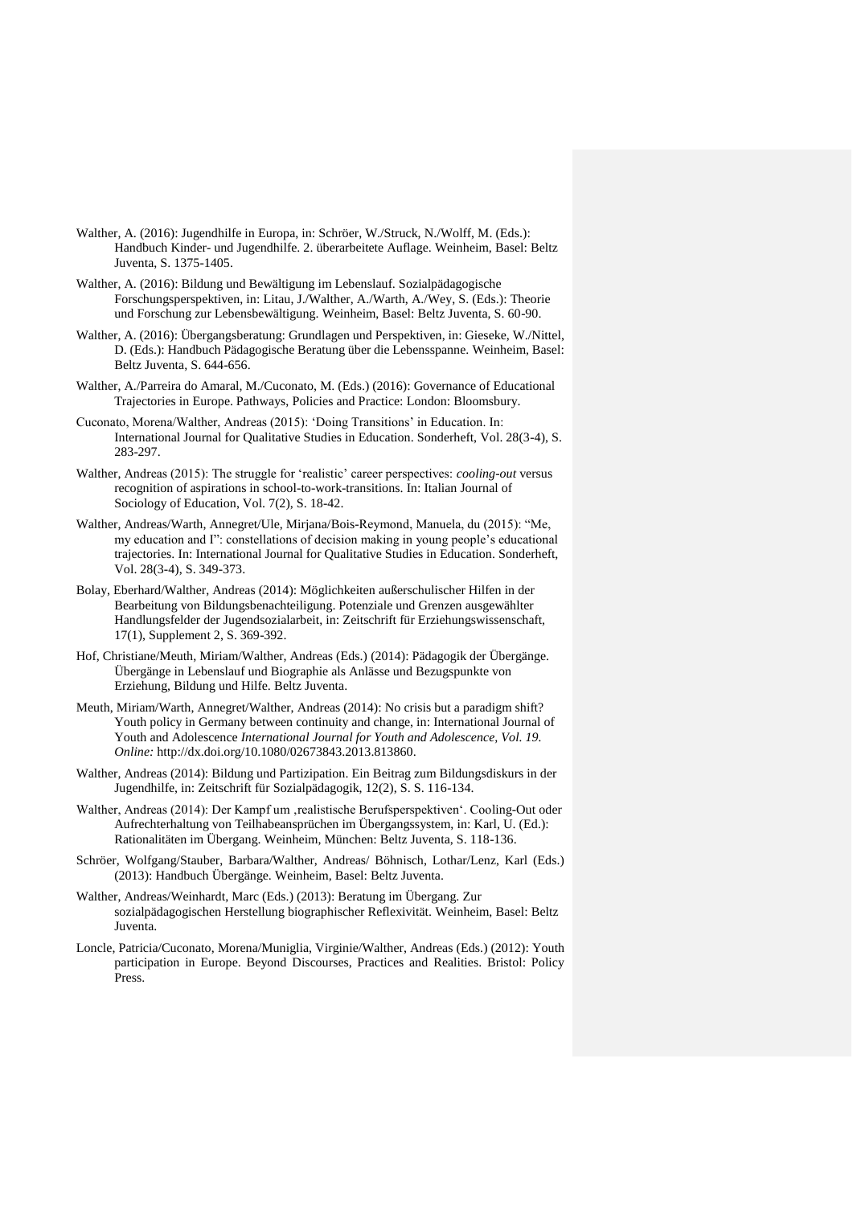Walther, A. (2016): Jugendhilfe in Europa, in: Schröer, W./Struck, N./Wolff, M. (Eds.): Handbuch Kinder- und Jugendhilfe. 2. überarbeitete Auflage. Weinheim, Basel: Beltz Juventa, S. 1375-1405.

Walther, A. (2016): Bildung und Bewältigung im Lebenslauf. Sozialpädagogische Forschungsperspektiven, in: Litau, J./Walther, A./Warth, A./Wey, S. (Eds.): Theorie und Forschung zur Lebensbewältigung. Weinheim, Basel: Beltz Juventa, S. 60-90.

Walther, A. (2016): Übergangsberatung: Grundlagen und Perspektiven, in: Gieseke, W./Nittel, D. (Eds.): Handbuch Pädagogische Beratung über die Lebensspanne. Weinheim, Basel: Beltz Juventa, S. 644-656.

Walther, A./Parreira do Amaral, M./Cuconato, M. (Eds.) (2016): Governance of Educational Trajectories in Europe. Pathways, Policies and Practice: London: Bloomsbury.

Cuconato, Morena/Walther, Andreas (2015): 'Doing Transitions' in Education. In: International Journal for Qualitative Studies in Education. Sonderheft, Vol. 28(3-4), S. 283-297.

Walther, Andreas (2015): The struggle for 'realistic' career perspectives: *cooling-out* versus recognition of aspirations in school-to-work-transitions. In: Italian Journal of Sociology of Education, Vol. 7(2), S. 18-42.

Walther, Andreas/Warth, Annegret/Ule, Mirjana/Bois-Reymond, Manuela, du (2015): "Me, my education and I": constellations of decision making in young people's educational trajectories. In: International Journal for Qualitative Studies in Education. Sonderheft, Vol. 28(3-4), S. 349-373.

Bolay, Eberhard/Walther, Andreas (2014): Möglichkeiten außerschulischer Hilfen in der Bearbeitung von Bildungsbenachteiligung. Potenziale und Grenzen ausgewählter Handlungsfelder der Jugendsozialarbeit, in: Zeitschrift für Erziehungswissenschaft, 17(1), Supplement 2, S. 369-392.

Hof, Christiane/Meuth, Miriam/Walther, Andreas (Eds.) (2014): Pädagogik der Übergänge. Übergänge in Lebenslauf und Biographie als Anlässe und Bezugspunkte von Erziehung, Bildung und Hilfe. Beltz Juventa.

Meuth, Miriam/Warth, Annegret/Walther, Andreas (2014): No crisis but a paradigm shift? Youth policy in Germany between continuity and change, in: International Journal of Youth and Adolescence *International Journal for Youth and Adolescence, Vol. 19. Online:* http://dx.doi.org/10.1080/02673843.2013.813860.

Walther, Andreas (2014): Bildung und Partizipation. Ein Beitrag zum Bildungsdiskurs in der Jugendhilfe, in: Zeitschrift für Sozialpädagogik, 12(2), S. S. 116-134.

Walther, Andreas (2014): Der Kampf um ‚realistische Berufsperspektiven'. Cooling-Out oder Aufrechterhaltung von Teilhabeansprüchen im Übergangssystem, in: Karl, U. (Ed.): Rationalitäten im Übergang. Weinheim, München: Beltz Juventa, S. 118-136.

Schröer, Wolfgang/Stauber, Barbara/Walther, Andreas/ Böhnisch, Lothar/Lenz, Karl (Eds.) (2013): Handbuch Übergänge. Weinheim, Basel: Beltz Juventa.

Walther, Andreas/Weinhardt, Marc (Eds.) (2013): Beratung im Übergang. Zur sozialpädagogischen Herstellung biographischer Reflexivität. Weinheim, Basel: Beltz Juventa.

Loncle, Patricia/Cuconato, Morena/Muniglia, Virginie/Walther, Andreas (Eds.) (2012): Youth participation in Europe. Beyond Discourses, Practices and Realities. Bristol: Policy Press.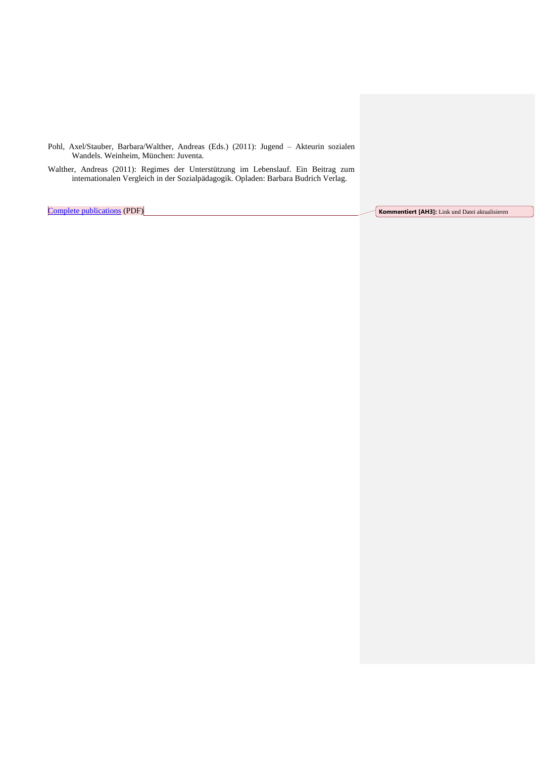Pohl, Axel/Stauber, Barbara/Walther, Andreas (Eds.) (2011): Jugend – Akteurin sozialen Wandels. Weinheim, München: Juventa.

Walther, Andreas (2011): Regimes der Unterstützung im Lebenslauf. Ein Beitrag zum internationalen Vergleich in der Sozialpädagogik. Opladen: Barbara Budrich Verlag.

Complete publications (PDF)

**Kommentiert [AH3]:** Link und Datei aktualisieren